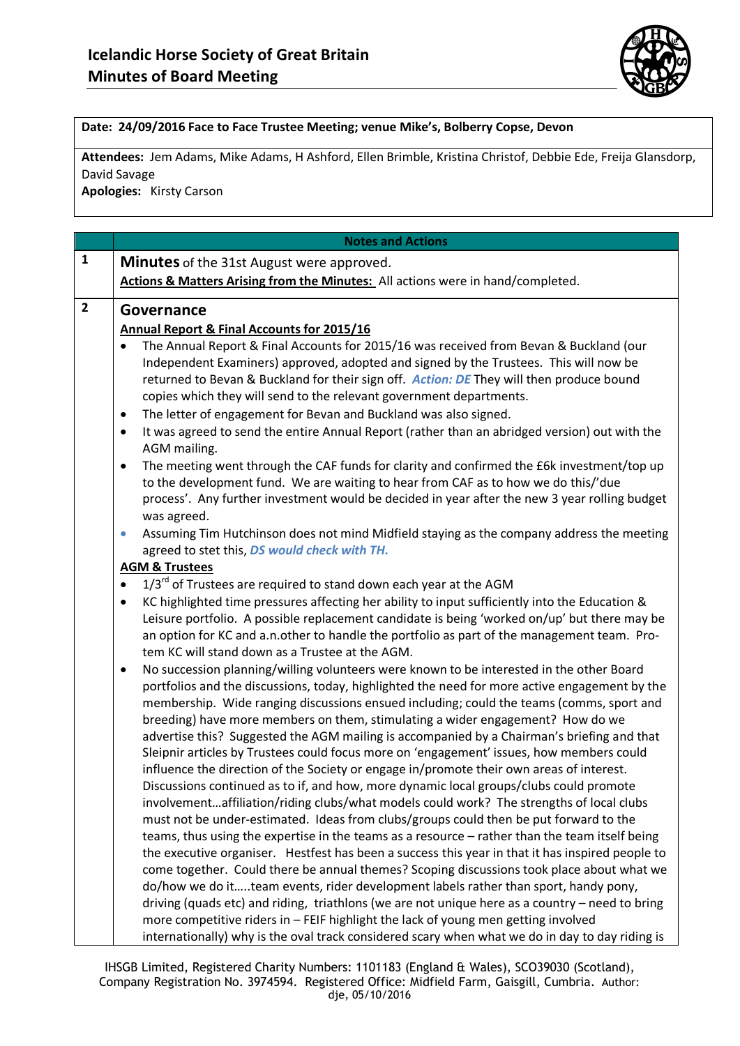# Icelandic Horse Society of Great Britain
## Minutes of Board Meeting

**Date: 24/09/2016 Face to Face Trustee Meeting; venue Mike's, Bolberry Copse, Devon**

**Attendees:** Jem Adams, Mike Adams, H Ashford, Ellen Brimble, Kristina Christof, Debbie Ede, Freija Glansdorp, David Savage
**Apologies:** Kirsty Carson

| | Notes and Actions |
|---|---|
| 1 | **Minutes** of the 31st August were approved.<br>**Actions & Matters Arising from the Minutes:** All actions were in hand/completed. |
| 2 | **Governance**<br>**Annual Report & Final Accounts for 2015/16**<br>• The Annual Report & Final Accounts for 2015/16 was received from Bevan & Buckland (our Independent Examiners) approved, adopted and signed by the Trustees. This will now be returned to Bevan & Buckland for their sign off. ***Action: DE*** They will then produce bound copies which they will send to the relevant government departments.<br>• The letter of engagement for Bevan and Buckland was also signed.<br>• It was agreed to send the entire Annual Report (rather than an abridged version) out with the AGM mailing.<br>• The meeting went through the CAF funds for clarity and confirmed the £6k investment/top up to the development fund. We are waiting to hear from CAF as to how we do this/'due process'. Any further investment would be decided in year after the new 3 year rolling budget was agreed.<br>• Assuming Tim Hutchinson does not mind Midfield staying as the company address the meeting agreed to stet this, ***DS would check with TH.***<br>**AGM & Trustees**<br>• 1/3rd of Trustees are required to stand down each year at the AGM<br>• KC highlighted time pressures affecting her ability to input sufficiently into the Education & Leisure portfolio. A possible replacement candidate is being 'worked on/up' but there may be an option for KC and a.n.other to handle the portfolio as part of the management team. Pro-tem KC will stand down as a Trustee at the AGM.<br>• No succession planning/willing volunteers were known to be interested in the other Board portfolios and the discussions, today, highlighted the need for more active engagement by the membership. Wide ranging discussions ensued including; could the teams (comms, sport and breeding) have more members on them, stimulating a wider engagement? How do we advertise this? Suggested the AGM mailing is accompanied by a Chairman's briefing and that Sleipnir articles by Trustees could focus more on 'engagement' issues, how members could influence the direction of the Society or engage in/promote their own areas of interest. Discussions continued as to if, and how, more dynamic local groups/clubs could promote involvement…affiliation/riding clubs/what models could work? The strengths of local clubs must not be under-estimated. Ideas from clubs/groups could then be put forward to the teams, thus using the expertise in the teams as a resource – rather than the team itself being the executive organiser. Hestfest has been a success this year in that it has inspired people to come together. Could there be annual themes? Scoping discussions took place about what we do/how we do it…..team events, rider development labels rather than sport, handy pony, driving (quads etc) and riding, triathlons (we are not unique here as a country – need to bring more competitive riders in – FEIF highlight the lack of young men getting involved internationally) why is the oval track considered scary when what we do in day to day riding is |

IHSGB Limited, Registered Charity Numbers: 1101183 (England & Wales), SCO39030 (Scotland), Company Registration No. 3974594. Registered Office: Midfield Farm, Gaisgill, Cumbria. Author: dje, 05/10/2016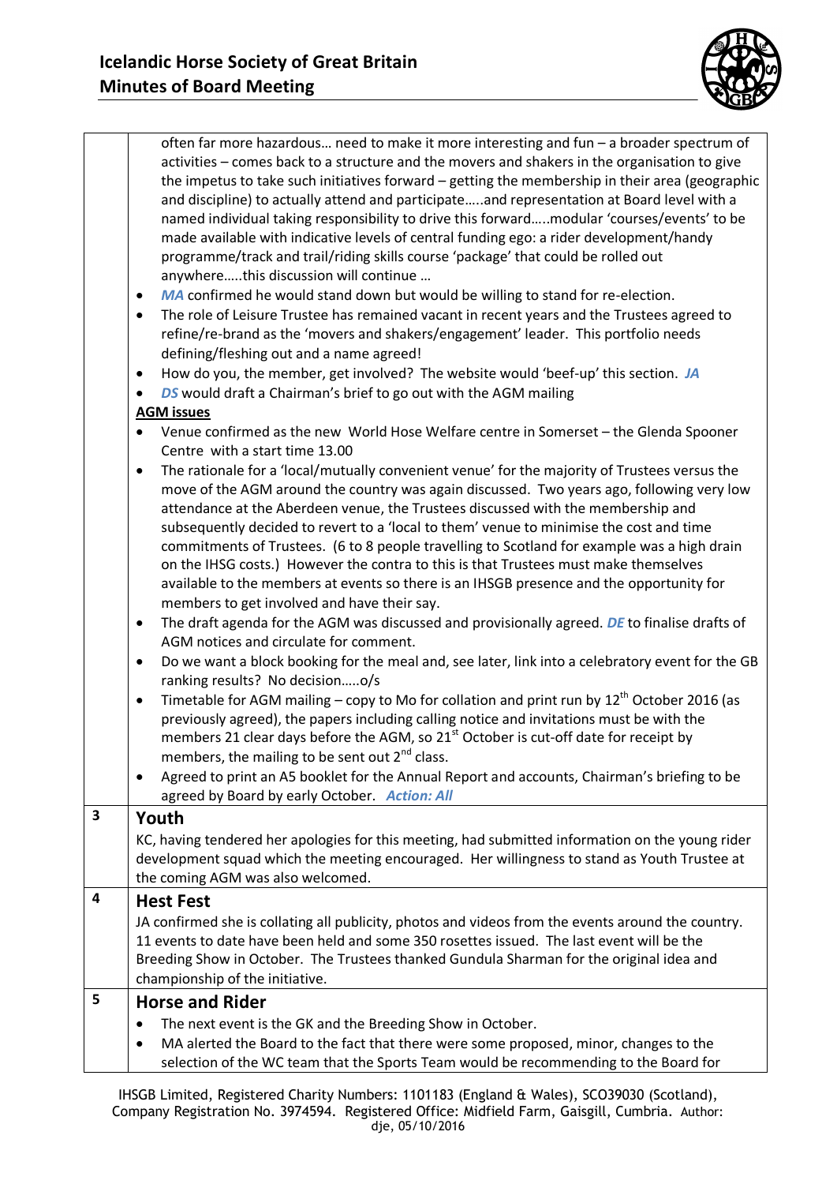| | |
|---|---|
| | often far more hazardous… need to make it more interesting and fun – a broader spectrum of activities – comes back to a structure and the movers and shakers in the organisation to give the impetus to take such initiatives forward – getting the membership in their area (geographic and discipline) to actually attend and participate…..and representation at Board level with a named individual taking responsibility to drive this forward…..modular 'courses/events' to be made available with indicative levels of central funding ego: a rider development/handy programme/track and trail/riding skills course 'package' that could be rolled out anywhere…..this discussion will continue …<br>• ***MA*** confirmed he would stand down but would be willing to stand for re-election.<br>• The role of Leisure Trustee has remained vacant in recent years and the Trustees agreed to refine/re-brand as the 'movers and shakers/engagement' leader. This portfolio needs defining/fleshing out and a name agreed!<br>• How do you, the member, get involved? The website would 'beef-up' this section. ***JA***<br>• ***DS*** would draft a Chairman's brief to go out with the AGM mailing<br>**<u>AGM issues</u>**<br>• Venue confirmed as the new World Hose Welfare centre in Somerset – the Glenda Spooner Centre with a start time 13.00<br>• The rationale for a 'local/mutually convenient venue' for the majority of Trustees versus the move of the AGM around the country was again discussed. Two years ago, following very low attendance at the Aberdeen venue, the Trustees discussed with the membership and subsequently decided to revert to a 'local to them' venue to minimise the cost and time commitments of Trustees. (6 to 8 people travelling to Scotland for example was a high drain on the IHSG costs.) However the contra to this is that Trustees must make themselves available to the members at events so there is an IHSGB presence and the opportunity for members to get involved and have their say.<br>• The draft agenda for the AGM was discussed and provisionally agreed. ***DE*** to finalise drafts of AGM notices and circulate for comment.<br>• Do we want a block booking for the meal and, see later, link into a celebratory event for the GB ranking results? No decision…..o/s<br>• Timetable for AGM mailing – copy to Mo for collation and print run by 12th October 2016 (as previously agreed), the papers including calling notice and invitations must be with the members 21 clear days before the AGM, so 21st October is cut-off date for receipt by members, the mailing to be sent out 2nd class.<br>• Agreed to print an A5 booklet for the Annual Report and accounts, Chairman's briefing to be agreed by Board by early October. ***Action: All*** |
| **3** | **Youth**<br>KC, having tendered her apologies for this meeting, had submitted information on the young rider development squad which the meeting encouraged. Her willingness to stand as Youth Trustee at the coming AGM was also welcomed. |
| **4** | **Hest Fest**<br>JA confirmed she is collating all publicity, photos and videos from the events around the country. 11 events to date have been held and some 350 rosettes issued. The last event will be the Breeding Show in October. The Trustees thanked Gundula Sharman for the original idea and championship of the initiative. |
| **5** | **Horse and Rider**<br>• The next event is the GK and the Breeding Show in October.<br>• MA alerted the Board to the fact that there were some proposed, minor, changes to the selection of the WC team that the Sports Team would be recommending to the Board for |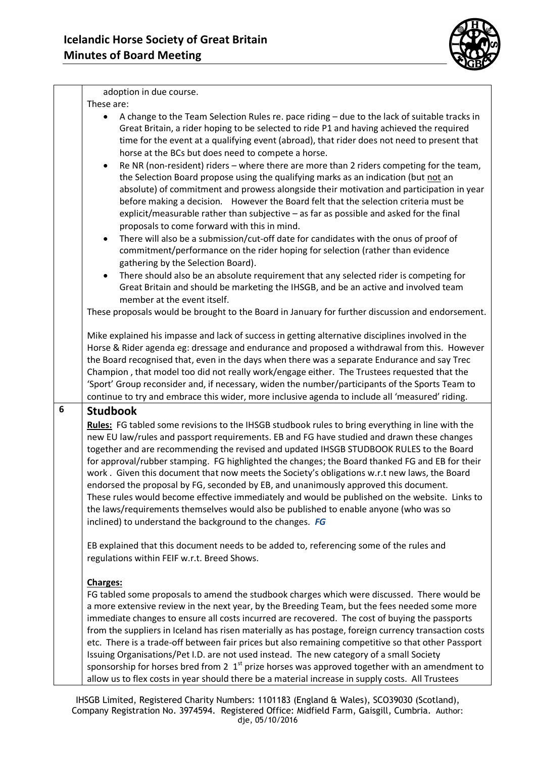adoption in due course.

These are:

- A change to the Team Selection Rules re. pace riding – due to the lack of suitable tracks in Great Britain, a rider hoping to be selected to ride P1 and having achieved the required time for the event at a qualifying event (abroad), that rider does not need to present that horse at the BCs but does need to compete a horse.
- Re NR (non-resident) riders – where there are more than 2 riders competing for the team, the Selection Board propose using the qualifying marks as an indication (but not an absolute) of commitment and prowess alongside their motivation and participation in year before making a decision. However the Board felt that the selection criteria must be explicit/measurable rather than subjective – as far as possible and asked for the final proposals to come forward with this in mind.
- There will also be a submission/cut-off date for candidates with the onus of proof of commitment/performance on the rider hoping for selection (rather than evidence gathering by the Selection Board).
- There should also be an absolute requirement that any selected rider is competing for Great Britain and should be marketing the IHSGB, and be an active and involved team member at the event itself.

These proposals would be brought to the Board in January for further discussion and endorsement.

Mike explained his impasse and lack of success in getting alternative disciplines involved in the Horse & Rider agenda eg: dressage and endurance and proposed a withdrawal from this. However the Board recognised that, even in the days when there was a separate Endurance and say Trec Champion , that model too did not really work/engage either. The Trustees requested that the 'Sport' Group reconsider and, if necessary, widen the number/participants of the Sports Team to continue to try and embrace this wider, more inclusive agenda to include all 'measured' riding.

## 6 Studbook

**Rules:** FG tabled some revisions to the IHSGB studbook rules to bring everything in line with the new EU law/rules and passport requirements. EB and FG have studied and drawn these changes together and are recommending the revised and updated IHSGB STUDBOOK RULES to the Board for approval/rubber stamping. FG highlighted the changes; the Board thanked FG and EB for their work . Given this document that now meets the Society's obligations w.r.t new laws, the Board endorsed the proposal by FG, seconded by EB, and unanimously approved this document. These rules would become effective immediately and would be published on the website. Links to the laws/requirements themselves would also be published to enable anyone (who was so inclined) to understand the background to the changes. ***FG***

EB explained that this document needs to be added to, referencing some of the rules and regulations within FEIF w.r.t. Breed Shows.

**Charges:**

FG tabled some proposals to amend the studbook charges which were discussed. There would be a more extensive review in the next year, by the Breeding Team, but the fees needed some more immediate changes to ensure all costs incurred are recovered. The cost of buying the passports from the suppliers in Iceland has risen materially as has postage, foreign currency transaction costs etc. There is a trade-off between fair prices but also remaining competitive so that other Passport Issuing Organisations/Pet I.D. are not used instead. The new category of a small Society sponsorship for horses bred from 2 1st prize horses was approved together with an amendment to allow us to flex costs in year should there be a material increase in supply costs. All Trustees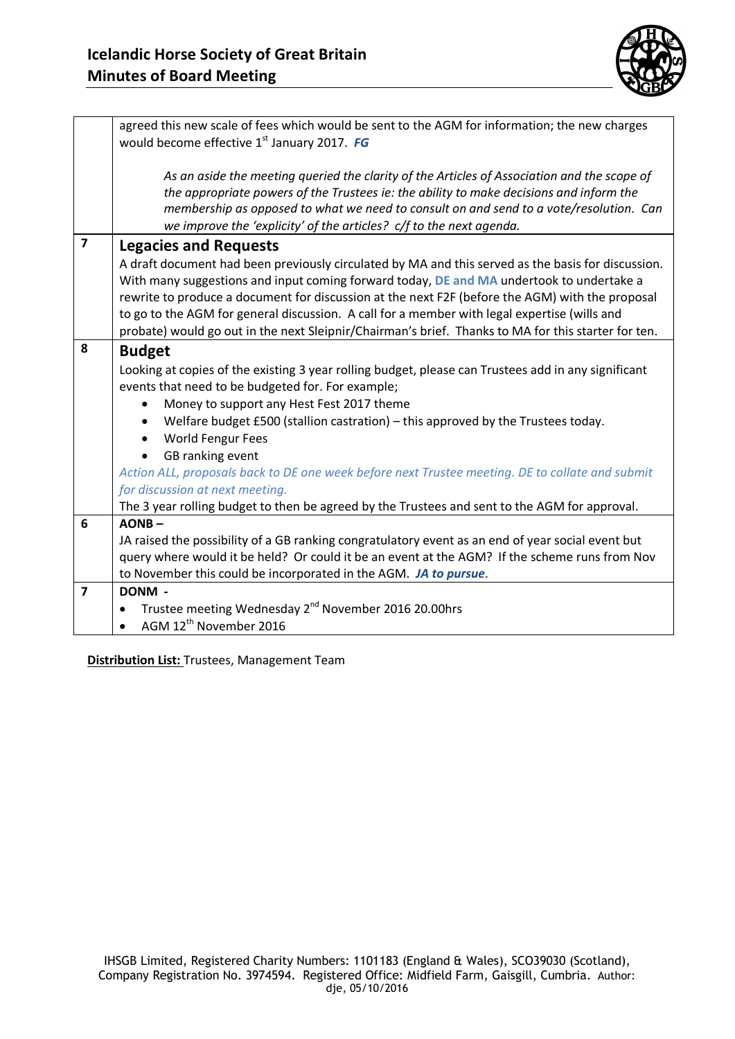| | |
|---|---|
| | agreed this new scale of fees which would be sent to the AGM for information; the new charges would become effective 1st January 2017. ***FG***<br><br>*As an aside the meeting queried the clarity of the Articles of Association and the scope of the appropriate powers of the Trustees ie: the ability to make decisions and inform the membership as opposed to what we need to consult on and send to a vote/resolution. Can we improve the 'explicity' of the articles? c/f to the next agenda.* |
| **7** | **Legacies and Requests**<br>A draft document had been previously circulated by MA and this served as the basis for discussion. With many suggestions and input coming forward today, **DE and MA** undertook to undertake a rewrite to produce a document for discussion at the next F2F (before the AGM) with the proposal to go to the AGM for general discussion. A call for a member with legal expertise (wills and probate) would go out in the next Sleipnir/Chairman's brief. Thanks to MA for this starter for ten. |
| **8** | **Budget**<br>Looking at copies of the existing 3 year rolling budget, please can Trustees add in any significant events that need to be budgeted for. For example;<br>• Money to support any Hest Fest 2017 theme<br>• Welfare budget £500 (stallion castration) – this approved by the Trustees today.<br>• World Fengur Fees<br>• GB ranking event<br>*Action ALL, proposals back to DE one week before next Trustee meeting. DE to collate and submit for discussion at next meeting.*<br>The 3 year rolling budget to then be agreed by the Trustees and sent to the AGM for approval. |
| **6** | **AONB –**<br>JA raised the possibility of a GB ranking congratulatory event as an end of year social event but query where would it be held? Or could it be an event at the AGM? If the scheme runs from Nov to November this could be incorporated in the AGM. ***JA to pursue***. |
| **7** | **DONM -**<br>• Trustee meeting Wednesday 2nd November 2016 20.00hrs<br>• AGM 12th November 2016 |

**Distribution List:** Trustees, Management Team